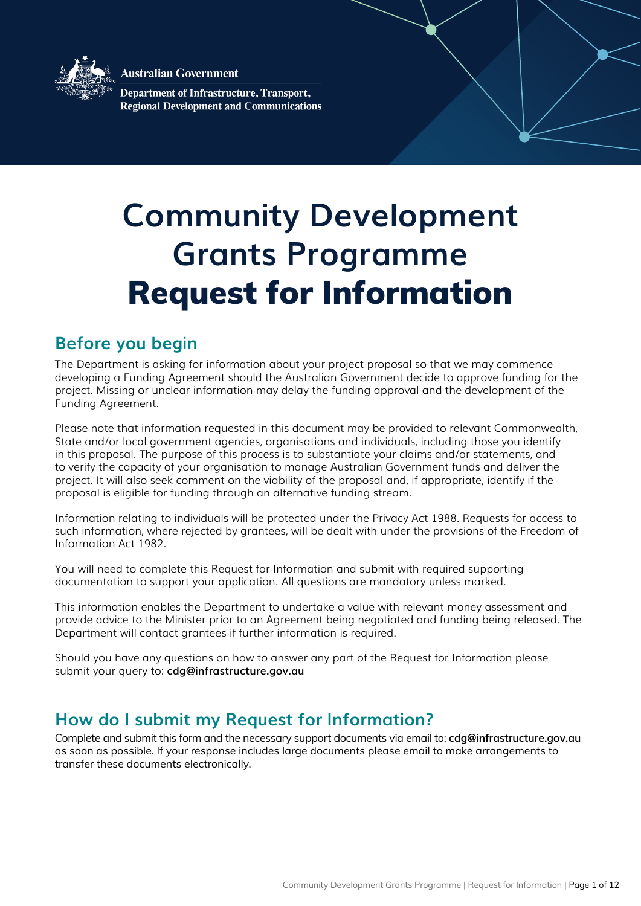Australian Government

Department of Infrastructure, Transport, Regional Development and Communications

# Community Development Grants Programme Request for Information

## Before you begin

The Department is asking for information about your project proposal so that we may commence developing a Funding Agreement should the Australian Government decide to approve funding for the project. Missing or unclear information may delay the funding approval and the development of the Funding Agreement.

Please note that information requested in this document may be provided to relevant Commonwealth, State and/or local government agencies, organisations and individuals, including those you identify in this proposal. The purpose of this process is to substantiate your claims and/or statements, and to verify the capacity of your organisation to manage Australian Government funds and deliver the project. It will also seek comment on the viability of the proposal and, if appropriate, identify if the proposal is eligible for funding through an alternative funding stream.

Information relating to individuals will be protected under the Privacy Act 1988. Requests for access to such information, where rejected by grantees, will be dealt with under the provisions of the Freedom of Information Act 1982.

You will need to complete this Request for Information and submit with required supporting documentation to support your application. All questions are mandatory unless marked.

This information enables the Department to undertake a value with relevant money assessment and provide advice to the Minister prior to an Agreement being negotiated and funding being released. The Department will contact grantees if further information is required.

Should you have any questions on how to answer any part of the Request for Information please submit your query to: **cdg@infrastructure.gov.au**

## How do I submit my Request for Information?

Complete and submit this form and the necessary support documents via email to: **cdg@infrastructure.gov.au** as soon as possible. If your response includes large documents please email to make arrangements to transfer these documents electronically.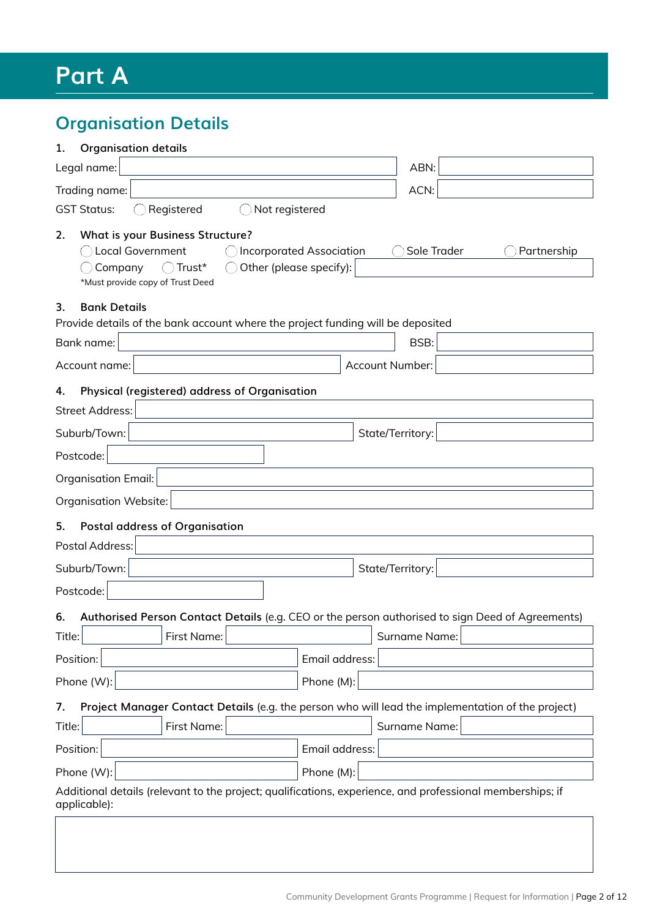# Part A

## Organisation Details

**1. Organisation details**

Legal name: ABN:

Trading name: ACN:

GST Status: ◯ Registered ◯ Not registered

**2. What is your Business Structure?**

◯ Local Government ◯ Incorporated Association ◯ Sole Trader ◯ Partnership

◯ Company ◯ Trust* ◯ Other (please specify):

*Must provide copy of Trust Deed

**3. Bank Details**

Provide details of the bank account where the project funding will be deposited

Bank name: BSB:

Account name: Account Number:

**4. Physical (registered) address of Organisation**

Street Address:

Suburb/Town: State/Territory:

Postcode:

Organisation Email:

Organisation Website:

**5. Postal address of Organisation**

Postal Address:

Suburb/Town: State/Territory:

Postcode:

**6. Authorised Person Contact Details** (e.g. CEO or the person authorised to sign Deed of Agreements)

Title: First Name: Surname Name:

Position: Email address:

Phone (W): Phone (M):

**7. Project Manager Contact Details** (e.g. the person who will lead the implementation of the project)

Title: First Name: Surname Name:

Position: Email address:

Phone (W): Phone (M):

Additional details (relevant to the project; qualifications, experience, and professional memberships; if applicable):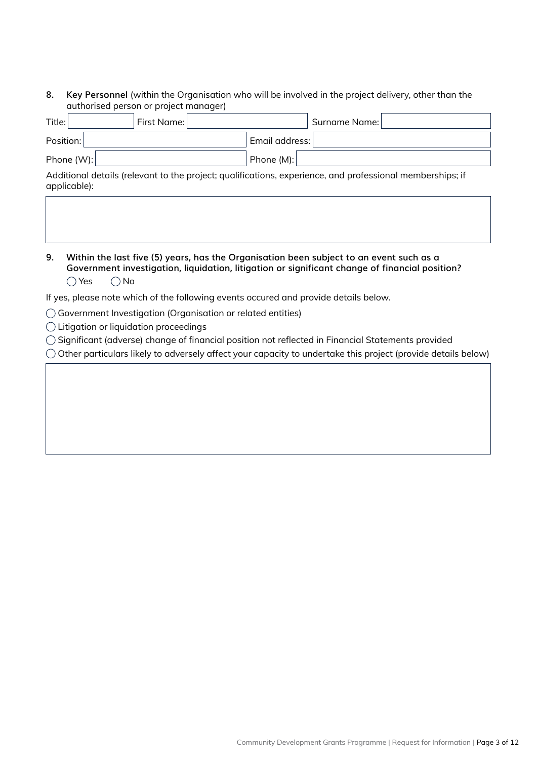**8. Key Personnel** (within the Organisation who will be involved in the project delivery, other than the authorised person or project manager)

| Title: | | First Name: | | Surname Name: | |
|---|---|---|---|---|---|
| Position: | | Email address: | | | |
| Phone (W): | | Phone (M): | | | |

Additional details (relevant to the project; qualifications, experience, and professional memberships; if applicable):

| |
|---|
| |

**9. Within the last five (5) years, has the Organisation been subject to an event such as a Government investigation, liquidation, litigation or significant change of financial position?**

◯ Yes ◯ No

If yes, please note which of the following events occured and provide details below.

◯ Government Investigation (Organisation or related entities)

◯ Litigation or liquidation proceedings

◯ Significant (adverse) change of financial position not reflected in Financial Statements provided

◯ Other particulars likely to adversely affect your capacity to undertake this project (provide details below)

| |
|---|
| |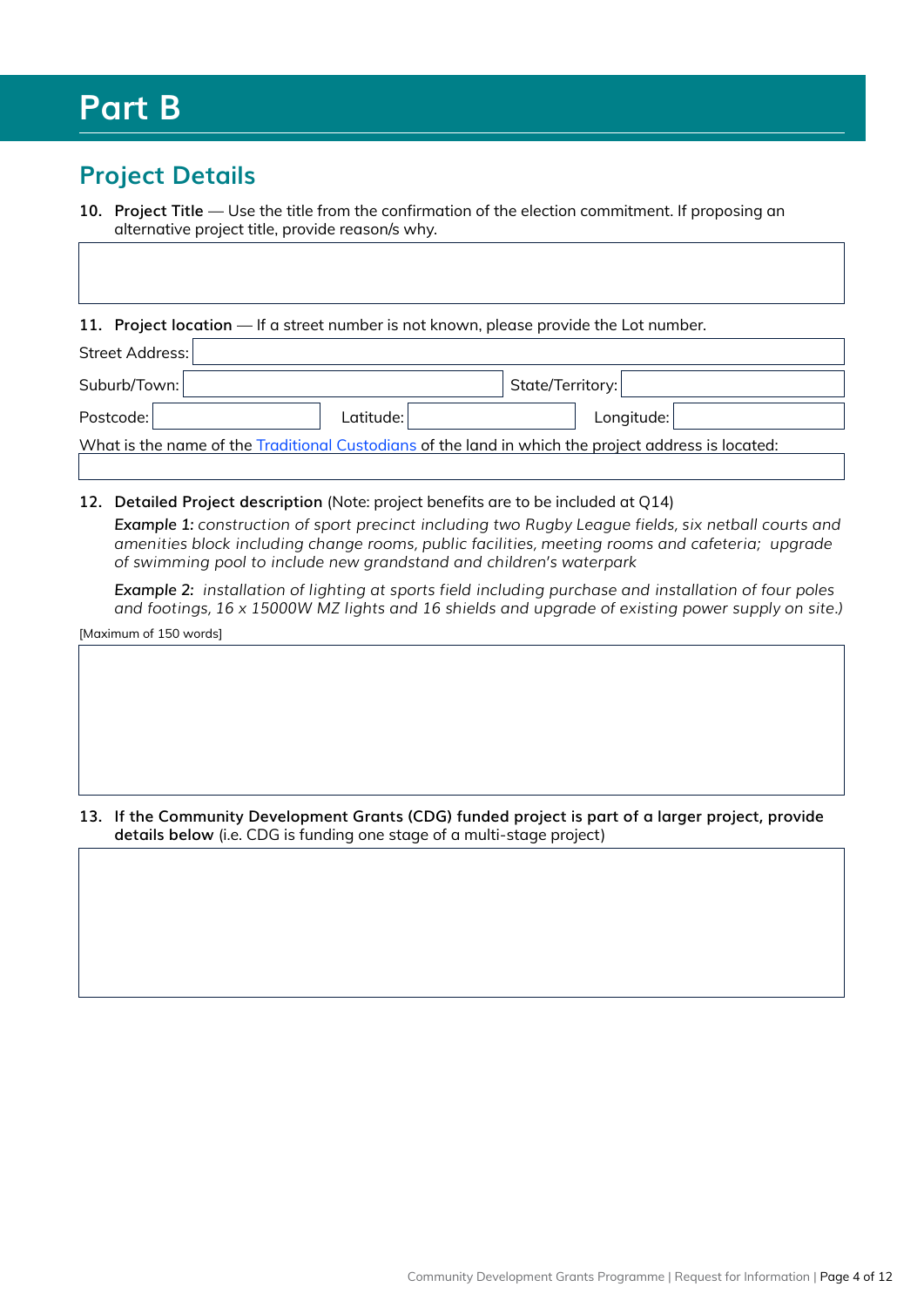# Part B

## Project Details

**10. Project Title** — Use the title from the confirmation of the election commitment. If proposing an alternative project title, provide reason/s why.

**11. Project location** — If a street number is not known, please provide the Lot number.

Street Address:

Suburb/Town: State/Territory:

Postcode: Latitude: Longitude:

What is the name of the Traditional Custodians of the land in which the project address is located:

**12. Detailed Project description** (Note: project benefits are to be included at Q14)

*Example 1: construction of sport precinct including two Rugby League fields, six netball courts and amenities block including change rooms, public facilities, meeting rooms and cafeteria; upgrade of swimming pool to include new grandstand and children's waterpark*

*Example 2: installation of lighting at sports field including purchase and installation of four poles and footings, 16 x 15000W MZ lights and 16 shields and upgrade of existing power supply on site.)*

[Maximum of 150 words]

**13. If the Community Development Grants (CDG) funded project is part of a larger project, provide details below** (i.e. CDG is funding one stage of a multi-stage project)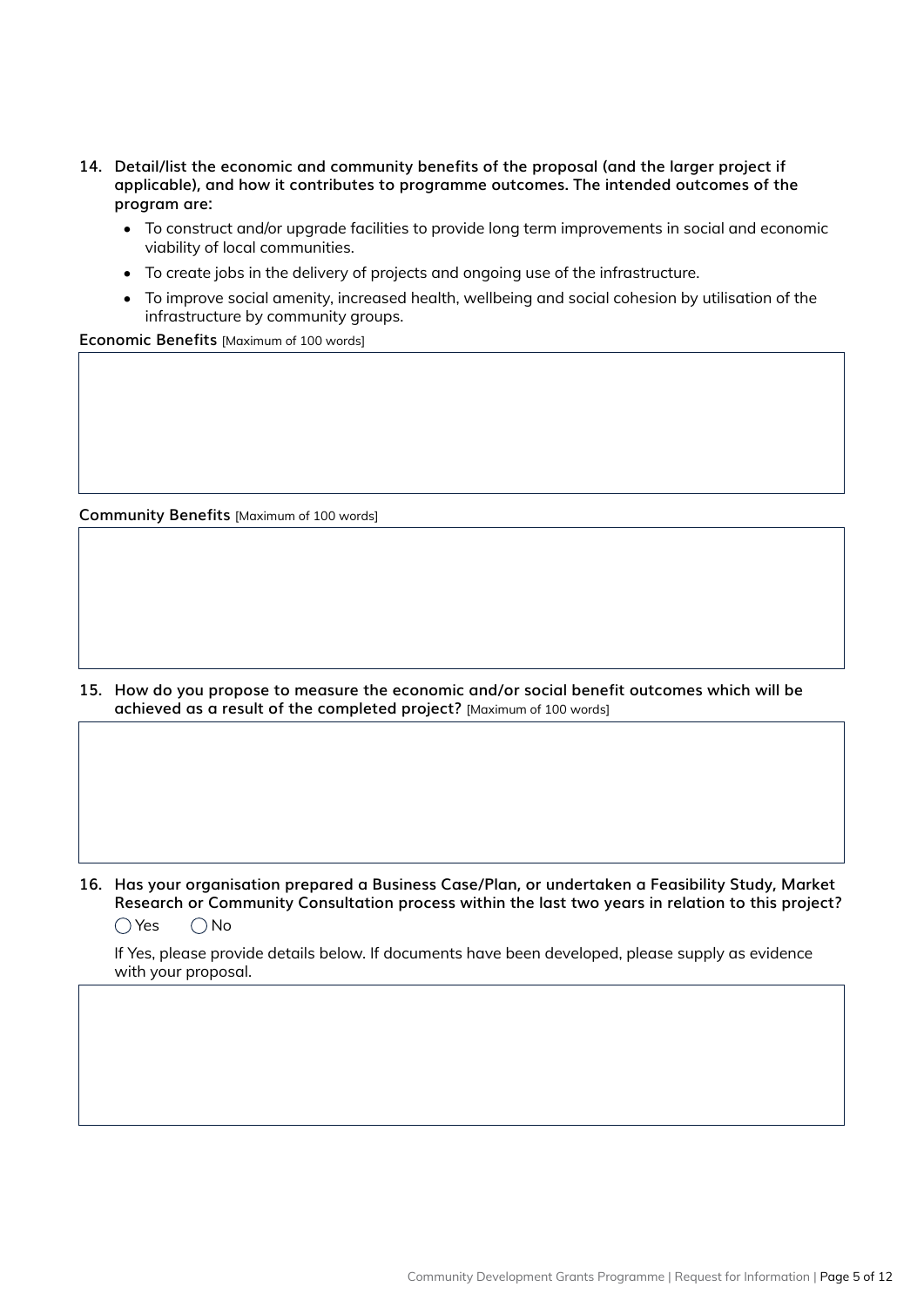**14. Detail/list the economic and community benefits of the proposal (and the larger project if applicable), and how it contributes to programme outcomes. The intended outcomes of the program are:**

- To construct and/or upgrade facilities to provide long term improvements in social and economic viability of local communities.
- To create jobs in the delivery of projects and ongoing use of the infrastructure.
- To improve social amenity, increased health, wellbeing and social cohesion by utilisation of the infrastructure by community groups.

**Economic Benefits** [Maximum of 100 words]

**Community Benefits** [Maximum of 100 words]

**15. How do you propose to measure the economic and/or social benefit outcomes which will be achieved as a result of the completed project?** [Maximum of 100 words]

**16. Has your organisation prepared a Business Case/Plan, or undertaken a Feasibility Study, Market Research or Community Consultation process within the last two years in relation to this project?**

◯ Yes ◯ No

If Yes, please provide details below. If documents have been developed, please supply as evidence with your proposal.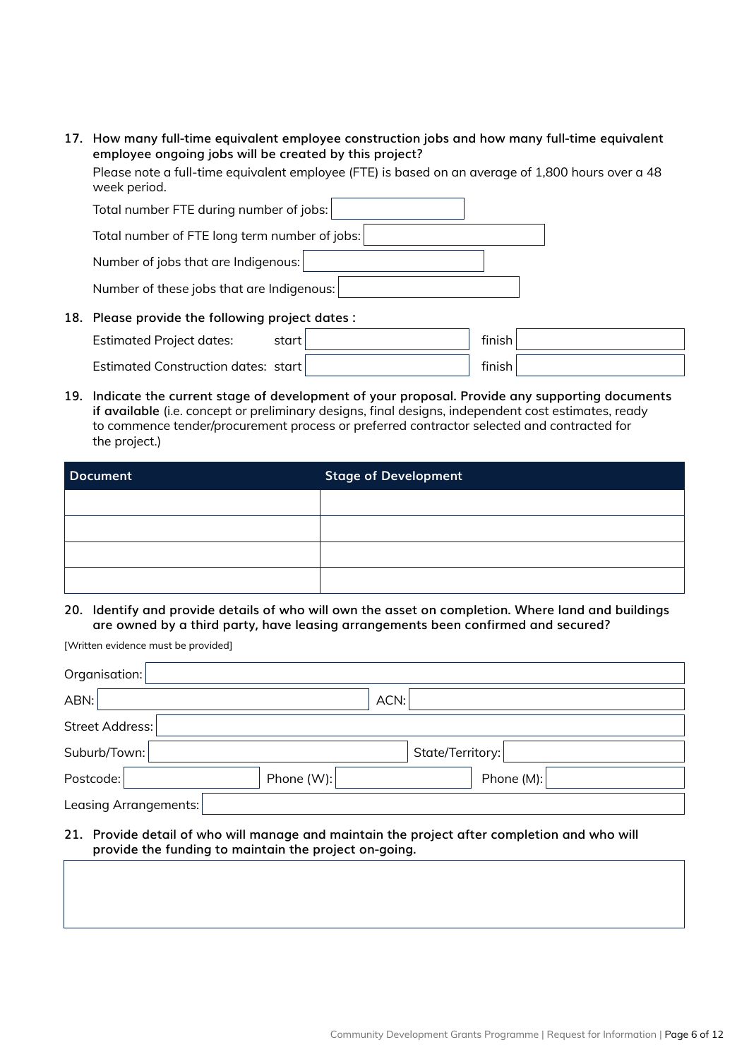**17. How many full-time equivalent employee construction jobs and how many full-time equivalent employee ongoing jobs will be created by this project?**

Please note a full-time equivalent employee (FTE) is based on an average of 1,800 hours over a 48 week period.

Total number FTE during number of jobs:

Total number of FTE long term number of jobs:

Number of jobs that are Indigenous:

Number of these jobs that are Indigenous:

**18. Please provide the following project dates :**

Estimated Project dates: start finish

Estimated Construction dates: start finish

**19. Indicate the current stage of development of your proposal. Provide any supporting documents if available** (i.e. concept or preliminary designs, final designs, independent cost estimates, ready to commence tender/procurement process or preferred contractor selected and contracted for the project.)

| Document | Stage of Development |
|---|---|
| | |
| | |
| | |
| | |

**20. Identify and provide details of who will own the asset on completion. Where land and buildings are owned by a third party, have leasing arrangements been confirmed and secured?**

[Written evidence must be provided]

Organisation:

ABN: ACN:

Street Address:

Suburb/Town: State/Territory:

Postcode: Phone (W): Phone (M):

Leasing Arrangements:

**21. Provide detail of who will manage and maintain the project after completion and who will provide the funding to maintain the project on-going.**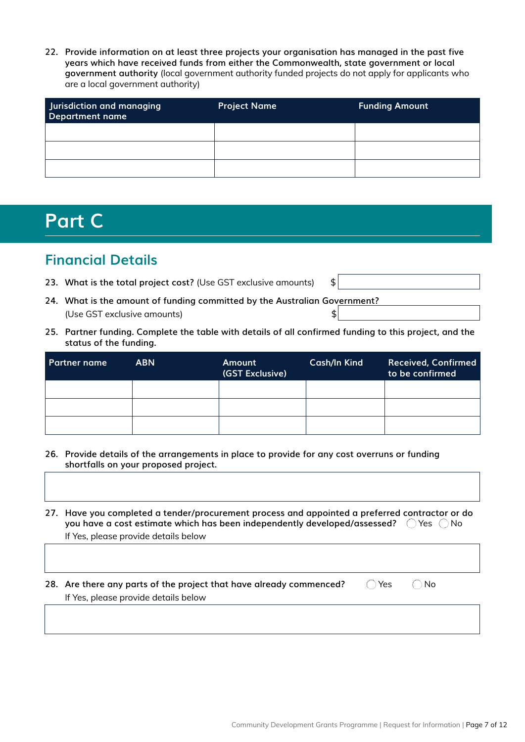22. **Provide information on at least three projects your organisation has managed in the past five years which have received funds from either the Commonwealth, state government or local government authority** (local government authority funded projects do not apply for applicants who are a local government authority)

| Jurisdiction and managing Department name | Project Name | Funding Amount |
|---|---|---|
| | | |
| | | |
| | | |

# Part C

## Financial Details

23. **What is the total project cost?** (Use GST exclusive amounts) $

24. **What is the amount of funding committed by the Australian Government?** (Use GST exclusive amounts) $

25. **Partner funding. Complete the table with details of all confirmed funding to this project, and the status of the funding.**

| Partner name | ABN | Amount (GST Exclusive) | Cash/In Kind | Received, Confirmed to be confirmed |
|---|---|---|---|---|
| | | | | |
| | | | | |
| | | | | |

26. **Provide details of the arrangements in place to provide for any cost overruns or funding shortfalls on your proposed project.**

27. **Have you completed a tender/procurement process and appointed a preferred contractor or do you have a cost estimate which has been independently developed/assessed?** ◯ Yes ◯ No

    If Yes, please provide details below

28. **Are there any parts of the project that have already commenced?** ◯ Yes ◯ No

    If Yes, please provide details below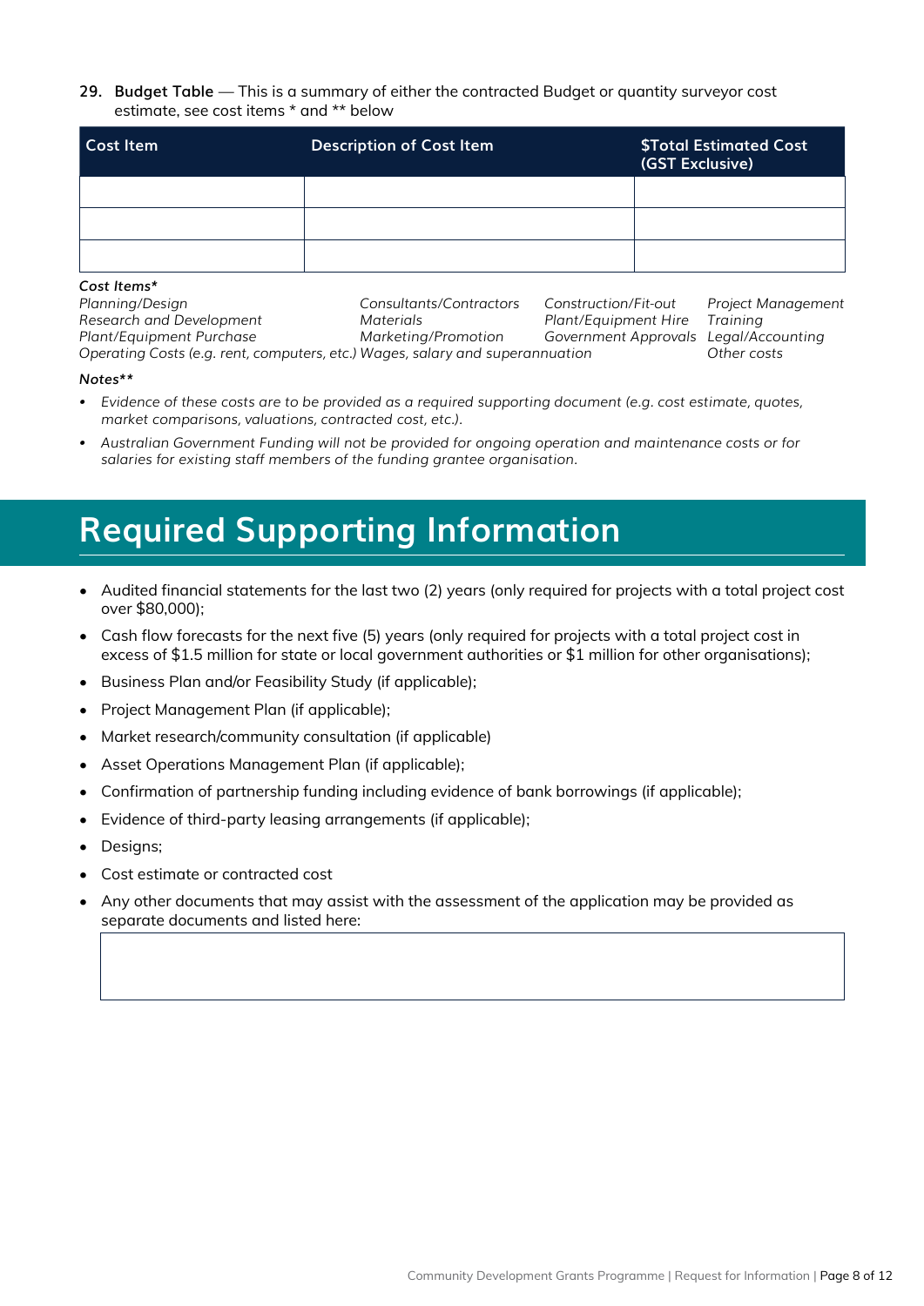**29. Budget Table** — This is a summary of either the contracted Budget or quantity surveyor cost estimate, see cost items * and ** below

| Cost Item | Description of Cost Item | $Total Estimated Cost (GST Exclusive) |
| --- | --- | --- |
| | | |
| | | |
| | | |

*Cost Items**

*Planning/Design*
*Research and Development*
*Plant/Equipment Purchase*
*Operating Costs (e.g. rent, computers, etc.)*
*Consultants/Contractors*
*Materials*
*Marketing/Promotion*
*Wages, salary and superannuation*
*Construction/Fit-out*
*Plant/Equipment Hire*
*Government Approvals*
*Project Management*
*Training*
*Legal/Accounting*
*Other costs*

*Notes***

- *Evidence of these costs are to be provided as a required supporting document (e.g. cost estimate, quotes, market comparisons, valuations, contracted cost, etc.).*
- *Australian Government Funding will not be provided for ongoing operation and maintenance costs or for salaries for existing staff members of the funding grantee organisation.*

# Required Supporting Information

- Audited financial statements for the last two (2) years (only required for projects with a total project cost over $80,000);
- Cash flow forecasts for the next five (5) years (only required for projects with a total project cost in excess of $1.5 million for state or local government authorities or $1 million for other organisations);
- Business Plan and/or Feasibility Study (if applicable);
- Project Management Plan (if applicable);
- Market research/community consultation (if applicable)
- Asset Operations Management Plan (if applicable);
- Confirmation of partnership funding including evidence of bank borrowings (if applicable);
- Evidence of third-party leasing arrangements (if applicable);
- Designs;
- Cost estimate or contracted cost
- Any other documents that may assist with the assessment of the application may be provided as separate documents and listed here: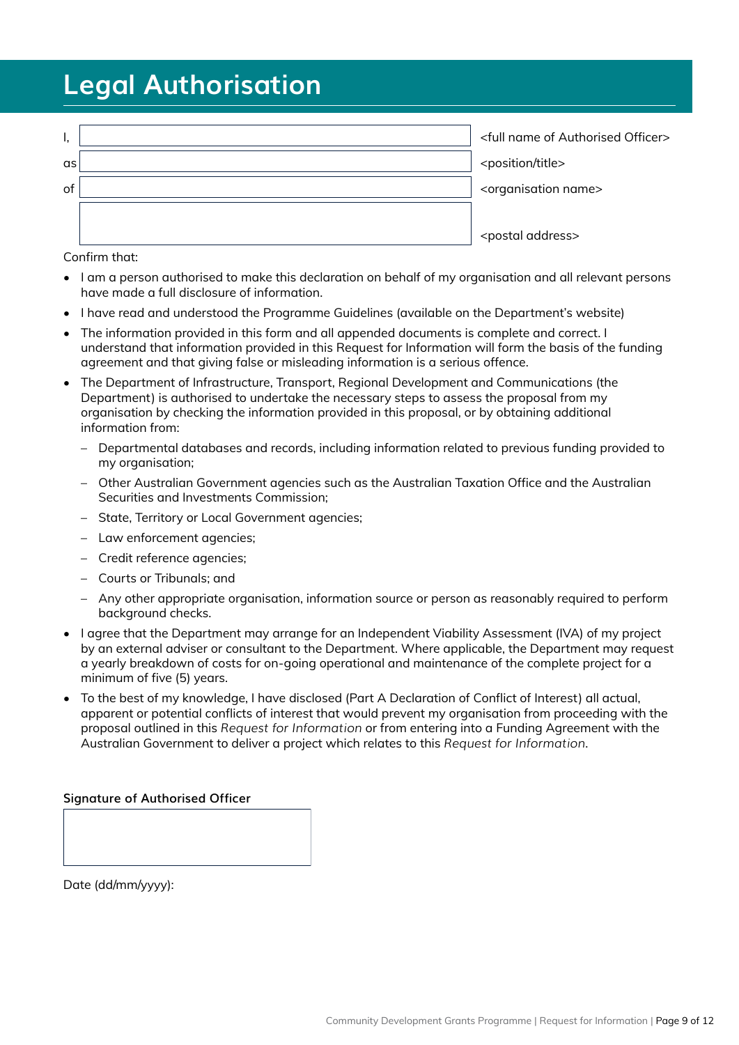# Legal Authorisation

| | | |
|---|---|---|
| I, | | <full name of Authorised Officer> |
| as | | <position/title> |
| of | | <organisation name> |
| | | <postal address> |

Confirm that:

- I am a person authorised to make this declaration on behalf of my organisation and all relevant persons have made a full disclosure of information.
- I have read and understood the Programme Guidelines (available on the Department's website)
- The information provided in this form and all appended documents is complete and correct. I understand that information provided in this Request for Information will form the basis of the funding agreement and that giving false or misleading information is a serious offence.
- The Department of Infrastructure, Transport, Regional Development and Communications (the Department) is authorised to undertake the necessary steps to assess the proposal from my organisation by checking the information provided in this proposal, or by obtaining additional information from:
  - Departmental databases and records, including information related to previous funding provided to my organisation;
  - Other Australian Government agencies such as the Australian Taxation Office and the Australian Securities and Investments Commission;
  - State, Territory or Local Government agencies;
  - Law enforcement agencies;
  - Credit reference agencies;
  - Courts or Tribunals; and
  - Any other appropriate organisation, information source or person as reasonably required to perform background checks.
- I agree that the Department may arrange for an Independent Viability Assessment (IVA) of my project by an external adviser or consultant to the Department. Where applicable, the Department may request a yearly breakdown of costs for on-going operational and maintenance of the complete project for a minimum of five (5) years.
- To the best of my knowledge, I have disclosed (Part A Declaration of Conflict of Interest) all actual, apparent or potential conflicts of interest that would prevent my organisation from proceeding with the proposal outlined in this *Request for Information* or from entering into a Funding Agreement with the Australian Government to deliver a project which relates to this *Request for Information*.

**Signature of Authorised Officer**

Date (dd/mm/yyyy):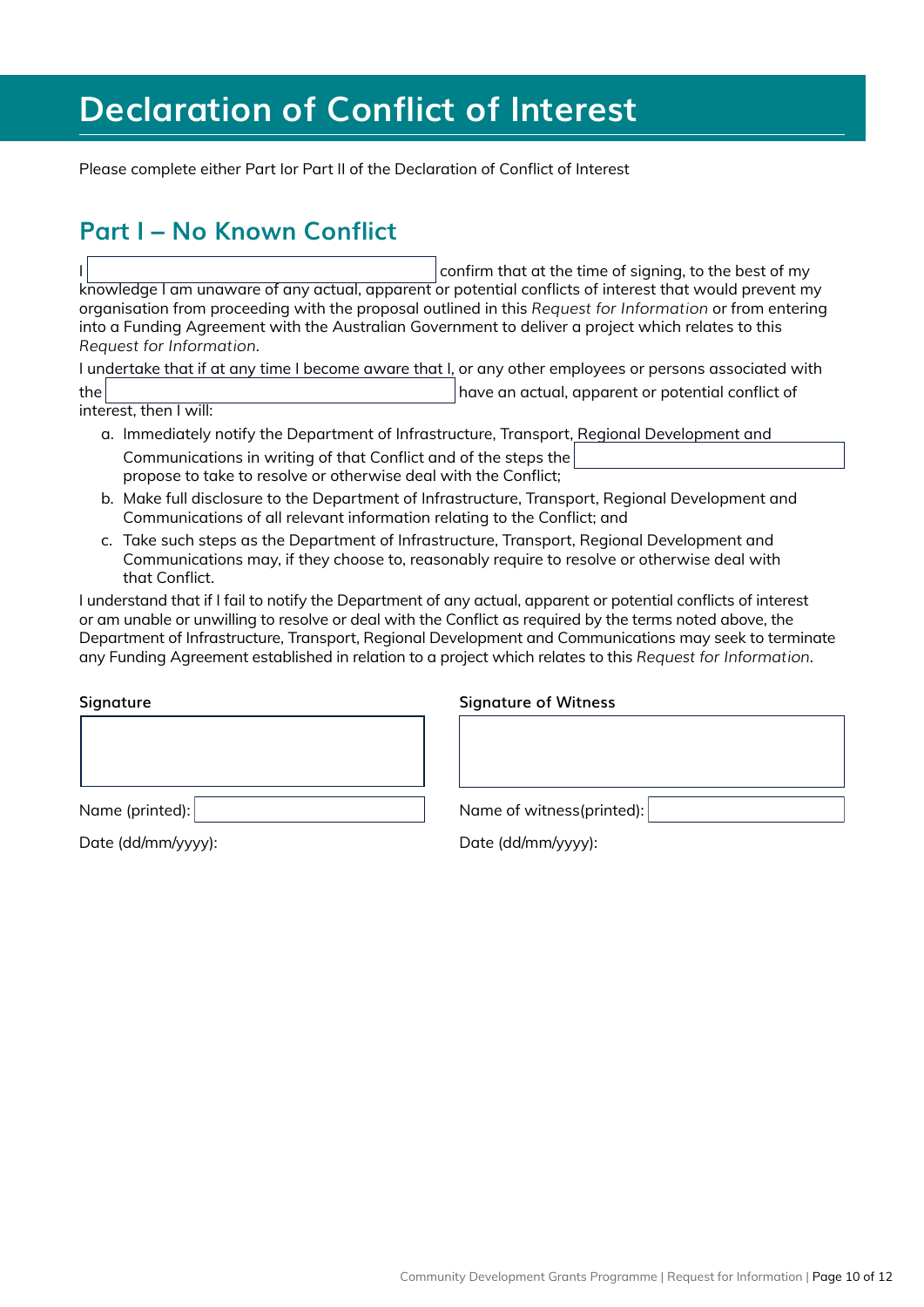# Declaration of Conflict of Interest

Please complete either Part Ior Part II of the Declaration of Conflict of Interest

## Part I – No Known Conflict

I ______________________________ confirm that at the time of signing, to the best of my knowledge I am unaware of any actual, apparent or potential conflicts of interest that would prevent my organisation from proceeding with the proposal outlined in this *Request for Information* or from entering into a Funding Agreement with the Australian Government to deliver a project which relates to this *Request for Information*.

I undertake that if at any time I become aware that I, or any other employees or persons associated with the ______________________________ have an actual, apparent or potential conflict of interest, then I will:

a. Immediately notify the Department of Infrastructure, Transport, Regional Development and Communications in writing of that Conflict and of the steps the ______________________ propose to take to resolve or otherwise deal with the Conflict;

b. Make full disclosure to the Department of Infrastructure, Transport, Regional Development and Communications of all relevant information relating to the Conflict; and

c. Take such steps as the Department of Infrastructure, Transport, Regional Development and Communications may, if they choose to, reasonably require to resolve or otherwise deal with that Conflict.

I understand that if I fail to notify the Department of any actual, apparent or potential conflicts of interest or am unable or unwilling to resolve or deal with the Conflict as required by the terms noted above, the Department of Infrastructure, Transport, Regional Development and Communications may seek to terminate any Funding Agreement established in relation to a project which relates to this *Request for Information*.

**Signature**

______________________________

Name (printed): ______________________________

Date (dd/mm/yyyy):

**Signature of Witness**

______________________________

Name of witness(printed): ______________________________

Date (dd/mm/yyyy):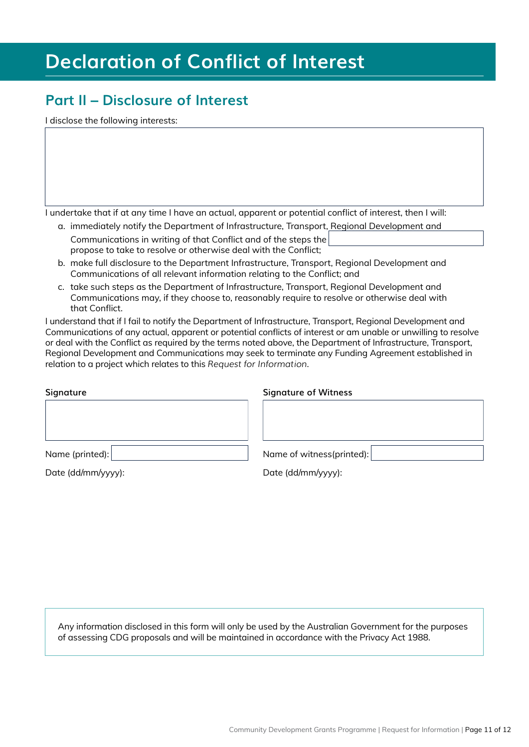# Declaration of Conflict of Interest

## Part II – Disclosure of Interest

I disclose the following interests:

I undertake that if at any time I have an actual, apparent or potential conflict of interest, then I will:

a. immediately notify the Department of Infrastructure, Transport, Regional Development and Communications in writing of that Conflict and of the steps the ____ propose to take to resolve or otherwise deal with the Conflict;
b. make full disclosure to the Department Infrastructure, Transport, Regional Development and Communications of all relevant information relating to the Conflict; and
c. take such steps as the Department of Infrastructure, Transport, Regional Development and Communications may, if they choose to, reasonably require to resolve or otherwise deal with that Conflict.

I understand that if I fail to notify the Department of Infrastructure, Transport, Regional Development and Communications of any actual, apparent or potential conflicts of interest or am unable or unwilling to resolve or deal with the Conflict as required by the terms noted above, the Department of Infrastructure, Transport, Regional Development and Communications may seek to terminate any Funding Agreement established in relation to a project which relates to this *Request for Information*.

**Signature**

Name (printed):

Date (dd/mm/yyyy):

**Signature of Witness**

Name of witness(printed):

Date (dd/mm/yyyy):

Any information disclosed in this form will only be used by the Australian Government for the purposes of assessing CDG proposals and will be maintained in accordance with the Privacy Act 1988.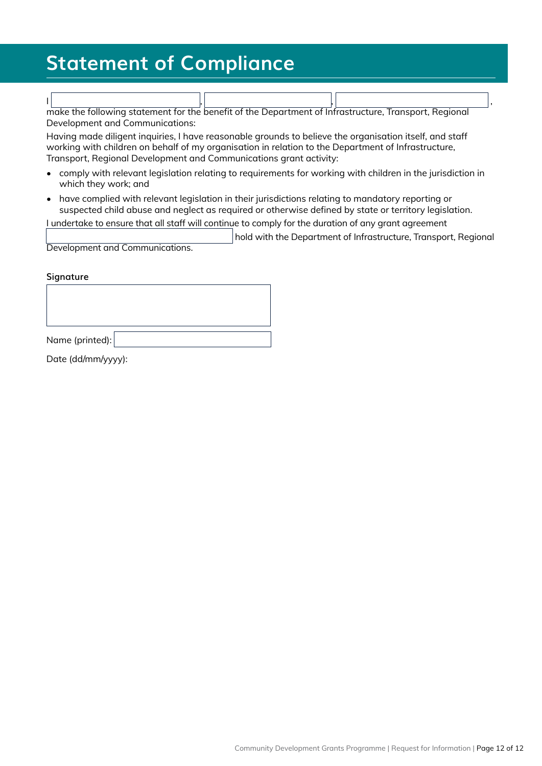# Statement of Compliance

I \_\_\_\_\_\_\_\_\_\_\_\_\_\_\_\_\_\_\_\_, \_\_\_\_\_\_\_\_\_\_\_\_\_\_\_\_\_\_\_\_, \_\_\_\_\_\_\_\_\_\_\_\_\_\_\_\_\_\_\_\_, make the following statement for the benefit of the Department of Infrastructure, Transport, Regional Development and Communications:

Having made diligent inquiries, I have reasonable grounds to believe the organisation itself, and staff working with children on behalf of my organisation in relation to the Department of Infrastructure, Transport, Regional Development and Communications grant activity:

- comply with relevant legislation relating to requirements for working with children in the jurisdiction in which they work; and
- have complied with relevant legislation in their jurisdictions relating to mandatory reporting or suspected child abuse and neglect as required or otherwise defined by state or territory legislation.

I undertake to ensure that all staff will continue to comply for the duration of any grant agreement \_\_\_\_\_\_\_\_\_\_\_\_\_\_\_\_\_\_\_\_ hold with the Department of Infrastructure, Transport, Regional Development and Communications.

**Signature**

\_\_\_\_\_\_\_\_\_\_\_\_\_\_\_\_\_\_\_\_

Name (printed): \_\_\_\_\_\_\_\_\_\_\_\_\_\_\_\_\_\_\_\_

Date (dd/mm/yyyy):